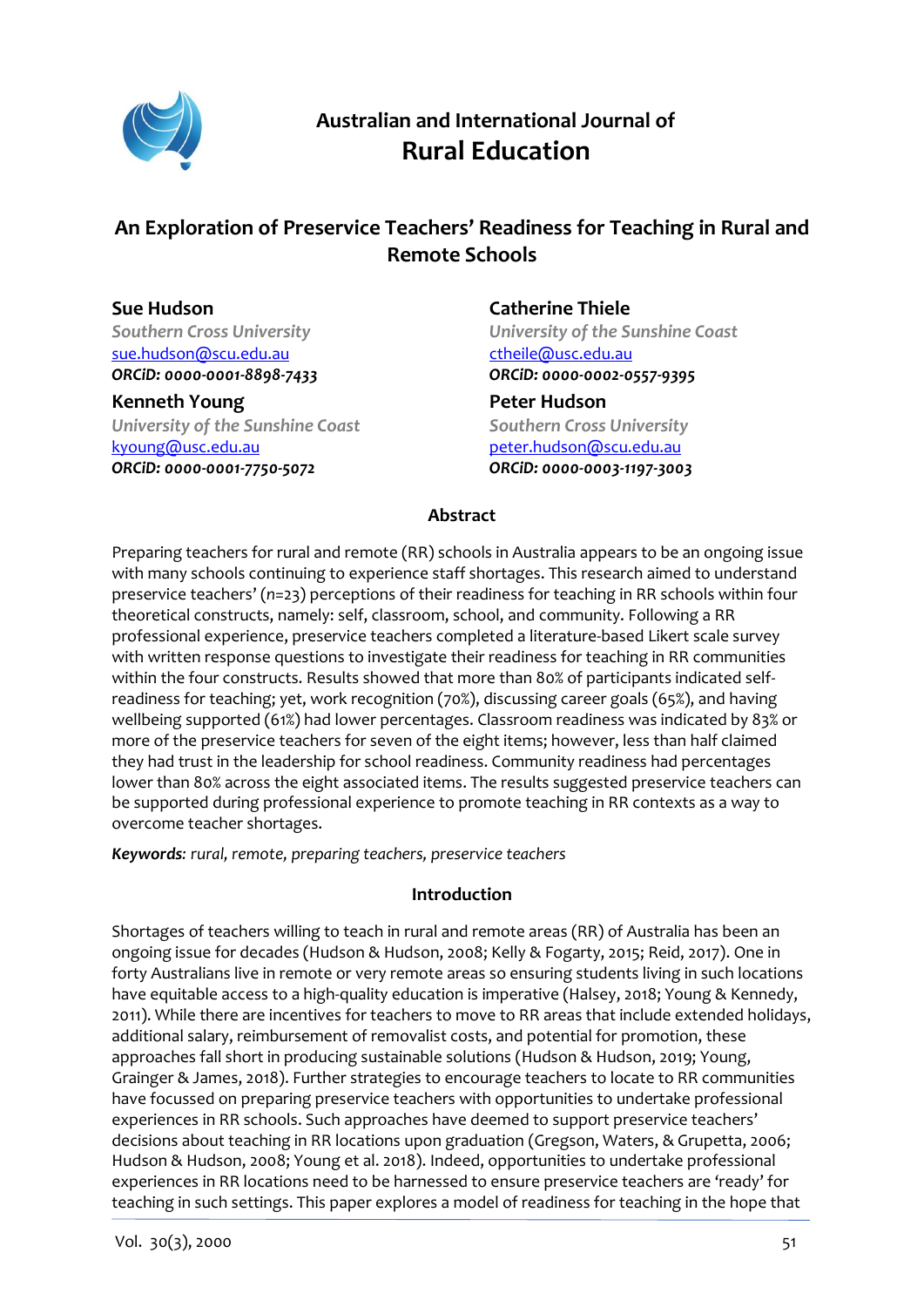Australian and International Journal of
**Rural Education**

# An Exploration of Preservice Teachers' Readiness for Teaching in Rural and Remote Schools

**Sue Hudson**
*Southern Cross University*
sue.hudson@scu.edu.au
***ORCiD: 0000-0001-8898-7433***

**Catherine Thiele**
*University of the Sunshine Coast*
ctheile@usc.edu.au
***ORCiD: 0000-0002-0557-9395***

**Kenneth Young**
*University of the Sunshine Coast*
kyoung@usc.edu.au
***ORCiD: 0000-0001-7750-5072***

**Peter Hudson**
*Southern Cross University*
peter.hudson@scu.edu.au
***ORCiD: 0000-0003-1197-3003***

## Abstract

Preparing teachers for rural and remote (RR) schools in Australia appears to be an ongoing issue with many schools continuing to experience staff shortages. This research aimed to understand preservice teachers' (*n*=23) perceptions of their readiness for teaching in RR schools within four theoretical constructs, namely: self, classroom, school, and community. Following a RR professional experience, preservice teachers completed a literature-based Likert scale survey with written response questions to investigate their readiness for teaching in RR communities within the four constructs. Results showed that more than 80% of participants indicated self-readiness for teaching; yet, work recognition (70%), discussing career goals (65%), and having wellbeing supported (61%) had lower percentages. Classroom readiness was indicated by 83% or more of the preservice teachers for seven of the eight items; however, less than half claimed they had trust in the leadership for school readiness. Community readiness had percentages lower than 80% across the eight associated items. The results suggested preservice teachers can be supported during professional experience to promote teaching in RR contexts as a way to overcome teacher shortages.

***Keywords**: rural, remote, preparing teachers, preservice teachers*

## Introduction

Shortages of teachers willing to teach in rural and remote areas (RR) of Australia has been an ongoing issue for decades (Hudson & Hudson, 2008; Kelly & Fogarty, 2015; Reid, 2017). One in forty Australians live in remote or very remote areas so ensuring students living in such locations have equitable access to a high-quality education is imperative (Halsey, 2018; Young & Kennedy, 2011). While there are incentives for teachers to move to RR areas that include extended holidays, additional salary, reimbursement of removalist costs, and potential for promotion, these approaches fall short in producing sustainable solutions (Hudson & Hudson, 2019; Young, Grainger & James, 2018). Further strategies to encourage teachers to locate to RR communities have focussed on preparing preservice teachers with opportunities to undertake professional experiences in RR schools. Such approaches have deemed to support preservice teachers' decisions about teaching in RR locations upon graduation (Gregson, Waters, & Grupetta, 2006; Hudson & Hudson, 2008; Young et al. 2018). Indeed, opportunities to undertake professional experiences in RR locations need to be harnessed to ensure preservice teachers are 'ready' for teaching in such settings. This paper explores a model of readiness for teaching in the hope that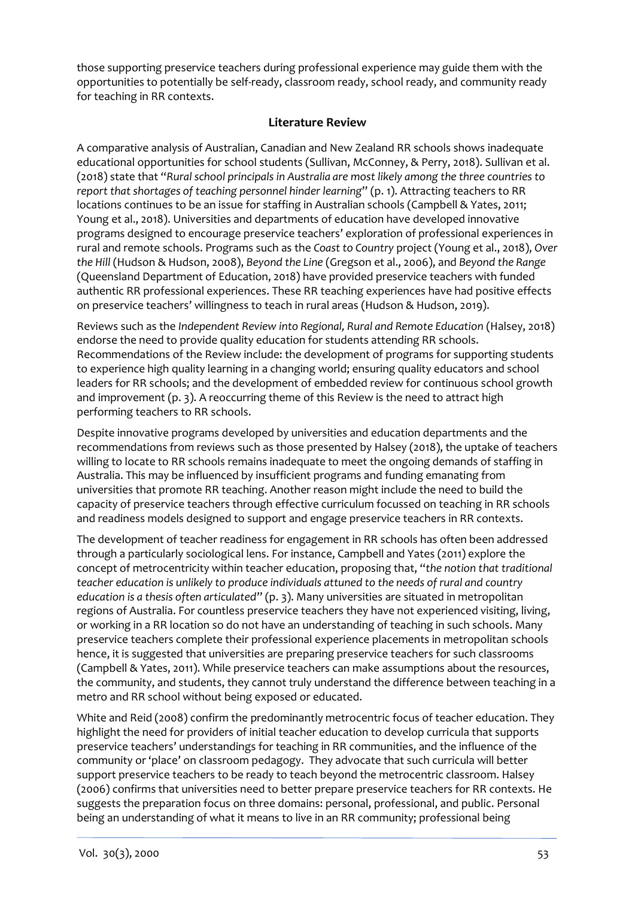those supporting preservice teachers during professional experience may guide them with the opportunities to potentially be self-ready, classroom ready, school ready, and community ready for teaching in RR contexts.

## Literature Review

A comparative analysis of Australian, Canadian and New Zealand RR schools shows inadequate educational opportunities for school students (Sullivan, McConney, & Perry, 2018). Sullivan et al. (2018) state that "*Rural school principals in Australia are most likely among the three countries to report that shortages of teaching personnel hinder learning*" (p. 1). Attracting teachers to RR locations continues to be an issue for staffing in Australian schools (Campbell & Yates, 2011; Young et al., 2018). Universities and departments of education have developed innovative programs designed to encourage preservice teachers' exploration of professional experiences in rural and remote schools. Programs such as the *Coast to Country* project (Young et al., 2018), *Over the Hill* (Hudson & Hudson, 2008), *Beyond the Line* (Gregson et al., 2006), and *Beyond the Range* (Queensland Department of Education, 2018) have provided preservice teachers with funded authentic RR professional experiences. These RR teaching experiences have had positive effects on preservice teachers' willingness to teach in rural areas (Hudson & Hudson, 2019).

Reviews such as the *Independent Review into Regional, Rural and Remote Education* (Halsey, 2018) endorse the need to provide quality education for students attending RR schools. Recommendations of the Review include: the development of programs for supporting students to experience high quality learning in a changing world; ensuring quality educators and school leaders for RR schools; and the development of embedded review for continuous school growth and improvement (p. 3). A reoccurring theme of this Review is the need to attract high performing teachers to RR schools.

Despite innovative programs developed by universities and education departments and the recommendations from reviews such as those presented by Halsey (2018), the uptake of teachers willing to locate to RR schools remains inadequate to meet the ongoing demands of staffing in Australia. This may be influenced by insufficient programs and funding emanating from universities that promote RR teaching. Another reason might include the need to build the capacity of preservice teachers through effective curriculum focussed on teaching in RR schools and readiness models designed to support and engage preservice teachers in RR contexts.

The development of teacher readiness for engagement in RR schools has often been addressed through a particularly sociological lens. For instance, Campbell and Yates (2011) explore the concept of metrocentricity within teacher education, proposing that, "*the notion that traditional teacher education is unlikely to produce individuals attuned to the needs of rural and country education is a thesis often articulated*" (p. 3). Many universities are situated in metropolitan regions of Australia. For countless preservice teachers they have not experienced visiting, living, or working in a RR location so do not have an understanding of teaching in such schools. Many preservice teachers complete their professional experience placements in metropolitan schools hence, it is suggested that universities are preparing preservice teachers for such classrooms (Campbell & Yates, 2011). While preservice teachers can make assumptions about the resources, the community, and students, they cannot truly understand the difference between teaching in a metro and RR school without being exposed or educated.

White and Reid (2008) confirm the predominantly metrocentric focus of teacher education. They highlight the need for providers of initial teacher education to develop curricula that supports preservice teachers' understandings for teaching in RR communities, and the influence of the community or 'place' on classroom pedagogy. They advocate that such curricula will better support preservice teachers to be ready to teach beyond the metrocentric classroom. Halsey (2006) confirms that universities need to better prepare preservice teachers for RR contexts. He suggests the preparation focus on three domains: personal, professional, and public. Personal being an understanding of what it means to live in an RR community; professional being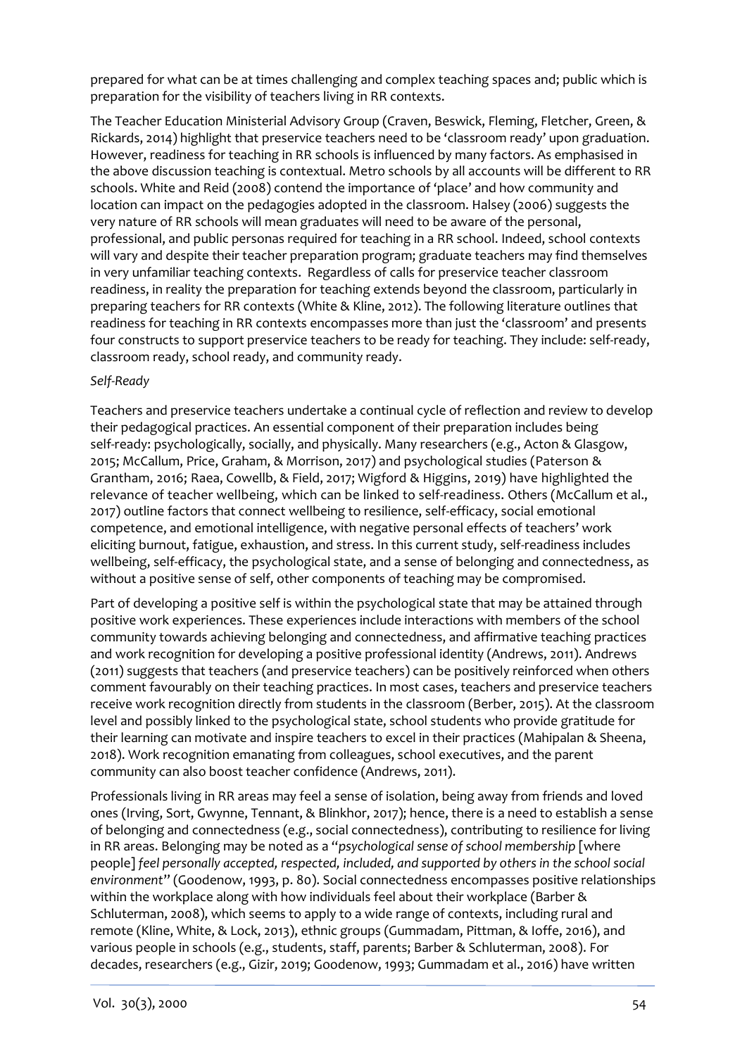prepared for what can be at times challenging and complex teaching spaces and; public which is preparation for the visibility of teachers living in RR contexts.

The Teacher Education Ministerial Advisory Group (Craven, Beswick, Fleming, Fletcher, Green, & Rickards, 2014) highlight that preservice teachers need to be 'classroom ready' upon graduation. However, readiness for teaching in RR schools is influenced by many factors. As emphasised in the above discussion teaching is contextual. Metro schools by all accounts will be different to RR schools. White and Reid (2008) contend the importance of 'place' and how community and location can impact on the pedagogies adopted in the classroom. Halsey (2006) suggests the very nature of RR schools will mean graduates will need to be aware of the personal, professional, and public personas required for teaching in a RR school. Indeed, school contexts will vary and despite their teacher preparation program; graduate teachers may find themselves in very unfamiliar teaching contexts. Regardless of calls for preservice teacher classroom readiness, in reality the preparation for teaching extends beyond the classroom, particularly in preparing teachers for RR contexts (White & Kline, 2012). The following literature outlines that readiness for teaching in RR contexts encompasses more than just the 'classroom' and presents four constructs to support preservice teachers to be ready for teaching. They include: self-ready, classroom ready, school ready, and community ready.

*Self-Ready*

Teachers and preservice teachers undertake a continual cycle of reflection and review to develop their pedagogical practices. An essential component of their preparation includes being self-ready: psychologically, socially, and physically. Many researchers (e.g., Acton & Glasgow, 2015; McCallum, Price, Graham, & Morrison, 2017) and psychological studies (Paterson & Grantham, 2016; Raea, Cowellb, & Field, 2017; Wigford & Higgins, 2019) have highlighted the relevance of teacher wellbeing, which can be linked to self-readiness. Others (McCallum et al., 2017) outline factors that connect wellbeing to resilience, self-efficacy, social emotional competence, and emotional intelligence, with negative personal effects of teachers' work eliciting burnout, fatigue, exhaustion, and stress. In this current study, self-readiness includes wellbeing, self-efficacy, the psychological state, and a sense of belonging and connectedness, as without a positive sense of self, other components of teaching may be compromised.

Part of developing a positive self is within the psychological state that may be attained through positive work experiences. These experiences include interactions with members of the school community towards achieving belonging and connectedness, and affirmative teaching practices and work recognition for developing a positive professional identity (Andrews, 2011). Andrews (2011) suggests that teachers (and preservice teachers) can be positively reinforced when others comment favourably on their teaching practices. In most cases, teachers and preservice teachers receive work recognition directly from students in the classroom (Berber, 2015). At the classroom level and possibly linked to the psychological state, school students who provide gratitude for their learning can motivate and inspire teachers to excel in their practices (Mahipalan & Sheena, 2018). Work recognition emanating from colleagues, school executives, and the parent community can also boost teacher confidence (Andrews, 2011).

Professionals living in RR areas may feel a sense of isolation, being away from friends and loved ones (Irving, Sort, Gwynne, Tennant, & Blinkhor, 2017); hence, there is a need to establish a sense of belonging and connectedness (e.g., social connectedness), contributing to resilience for living in RR areas. Belonging may be noted as a "*psychological sense of school membership* [where people] *feel personally accepted, respected, included, and supported by others in the school social environment*" (Goodenow, 1993, p. 80). Social connectedness encompasses positive relationships within the workplace along with how individuals feel about their workplace (Barber & Schluterman, 2008), which seems to apply to a wide range of contexts, including rural and remote (Kline, White, & Lock, 2013), ethnic groups (Gummadam, Pittman, & Ioffe, 2016), and various people in schools (e.g., students, staff, parents; Barber & Schluterman, 2008). For decades, researchers (e.g., Gizir, 2019; Goodenow, 1993; Gummadam et al., 2016) have written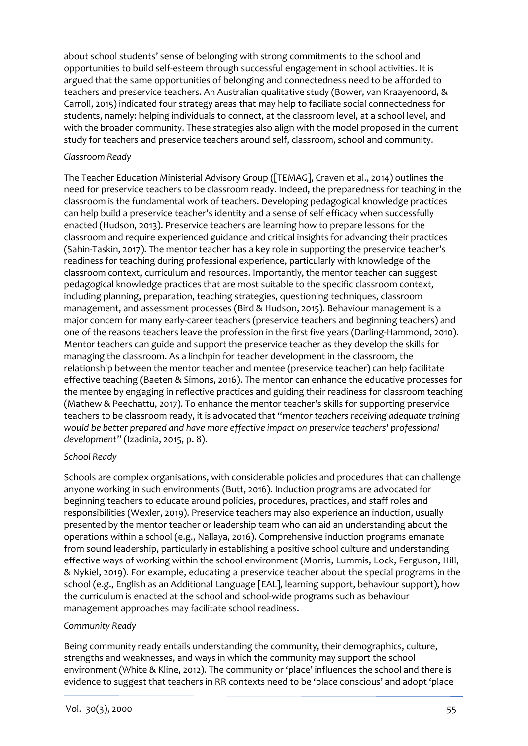about school students' sense of belonging with strong commitments to the school and opportunities to build self-esteem through successful engagement in school activities. It is argued that the same opportunities of belonging and connectedness need to be afforded to teachers and preservice teachers. An Australian qualitative study (Bower, van Kraayenoord, & Carroll, 2015) indicated four strategy areas that may help to faciliate social connectedness for students, namely: helping individuals to connect, at the classroom level, at a school level, and with the broader community. These strategies also align with the model proposed in the current study for teachers and preservice teachers around self, classroom, school and community.

*Classroom Ready*

The Teacher Education Ministerial Advisory Group ([TEMAG], Craven et al., 2014) outlines the need for preservice teachers to be classroom ready. Indeed, the preparedness for teaching in the classroom is the fundamental work of teachers. Developing pedagogical knowledge practices can help build a preservice teacher's identity and a sense of self efficacy when successfully enacted (Hudson, 2013). Preservice teachers are learning how to prepare lessons for the classroom and require experienced guidance and critical insights for advancing their practices (Sahin-Taskin, 2017). The mentor teacher has a key role in supporting the preservice teacher's readiness for teaching during professional experience, particularly with knowledge of the classroom context, curriculum and resources. Importantly, the mentor teacher can suggest pedagogical knowledge practices that are most suitable to the specific classroom context, including planning, preparation, teaching strategies, questioning techniques, classroom management, and assessment processes (Bird & Hudson, 2015). Behaviour management is a major concern for many early-career teachers (preservice teachers and beginning teachers) and one of the reasons teachers leave the profession in the first five years (Darling-Hammond, 2010). Mentor teachers can guide and support the preservice teacher as they develop the skills for managing the classroom. As a linchpin for teacher development in the classroom, the relationship between the mentor teacher and mentee (preservice teacher) can help facilitate effective teaching (Baeten & Simons, 2016). The mentor can enhance the educative processes for the mentee by engaging in reflective practices and guiding their readiness for classroom teaching (Mathew & Peechattu, 2017). To enhance the mentor teacher's skills for supporting preservice teachers to be classroom ready, it is advocated that "*mentor teachers receiving adequate training would be better prepared and have more effective impact on preservice teachers' professional development*" (Izadinia, 2015, p. 8).

*School Ready*

Schools are complex organisations, with considerable policies and procedures that can challenge anyone working in such environments (Butt, 2016). Induction programs are advocated for beginning teachers to educate around policies, procedures, practices, and staff roles and responsibilities (Wexler, 2019). Preservice teachers may also experience an induction, usually presented by the mentor teacher or leadership team who can aid an understanding about the operations within a school (e.g., Nallaya, 2016). Comprehensive induction programs emanate from sound leadership, particularly in establishing a positive school culture and understanding effective ways of working within the school environment (Morris, Lummis, Lock, Ferguson, Hill, & Nykiel, 2019). For example, educating a preservice teacher about the special programs in the school (e.g., English as an Additional Language [EAL], learning support, behaviour support), how the curriculum is enacted at the school and school-wide programs such as behaviour management approaches may facilitate school readiness.

*Community Ready*

Being community ready entails understanding the community, their demographics, culture, strengths and weaknesses, and ways in which the community may support the school environment (White & Kline, 2012). The community or 'place' influences the school and there is evidence to suggest that teachers in RR contexts need to be 'place conscious' and adopt 'place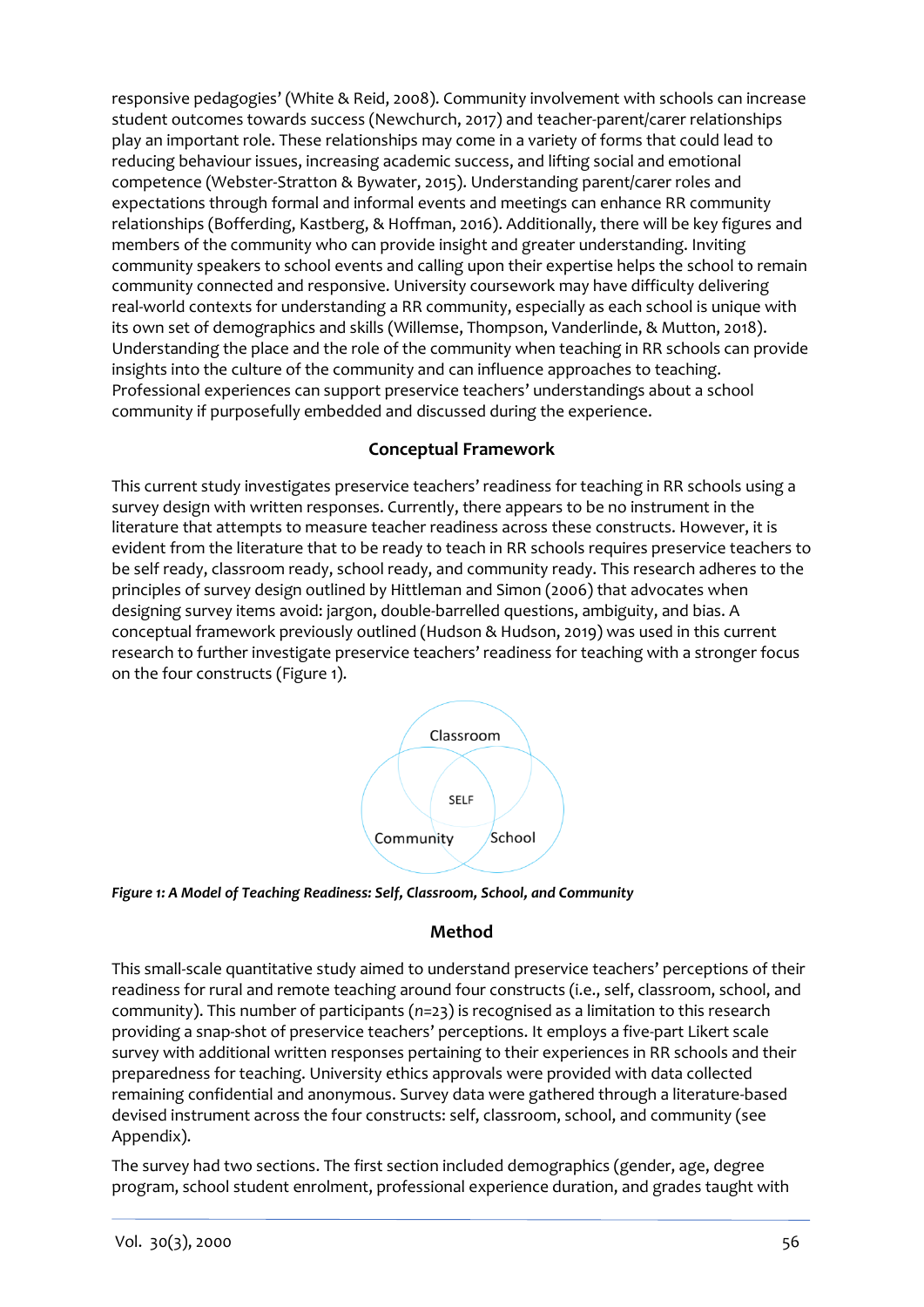responsive pedagogies' (White & Reid, 2008). Community involvement with schools can increase student outcomes towards success (Newchurch, 2017) and teacher-parent/carer relationships play an important role. These relationships may come in a variety of forms that could lead to reducing behaviour issues, increasing academic success, and lifting social and emotional competence (Webster-Stratton & Bywater, 2015). Understanding parent/carer roles and expectations through formal and informal events and meetings can enhance RR community relationships (Bofferding, Kastberg, & Hoffman, 2016). Additionally, there will be key figures and members of the community who can provide insight and greater understanding. Inviting community speakers to school events and calling upon their expertise helps the school to remain community connected and responsive. University coursework may have difficulty delivering real-world contexts for understanding a RR community, especially as each school is unique with its own set of demographics and skills (Willemse, Thompson, Vanderlinde, & Mutton, 2018). Understanding the place and the role of the community when teaching in RR schools can provide insights into the culture of the community and can influence approaches to teaching. Professional experiences can support preservice teachers' understandings about a school community if purposefully embedded and discussed during the experience.

## Conceptual Framework

This current study investigates preservice teachers' readiness for teaching in RR schools using a survey design with written responses. Currently, there appears to be no instrument in the literature that attempts to measure teacher readiness across these constructs. However, it is evident from the literature that to be ready to teach in RR schools requires preservice teachers to be self ready, classroom ready, school ready, and community ready. This research adheres to the principles of survey design outlined by Hittleman and Simon (2006) that advocates when designing survey items avoid: jargon, double-barrelled questions, ambiguity, and bias. A conceptual framework previously outlined (Hudson & Hudson, 2019) was used in this current research to further investigate preservice teachers' readiness for teaching with a stronger focus on the four constructs (Figure 1).

Classroom

SELF

Community

School

*Figure 1: A Model of Teaching Readiness: Self, Classroom, School, and Community*

## Method

This small-scale quantitative study aimed to understand preservice teachers' perceptions of their readiness for rural and remote teaching around four constructs (i.e., self, classroom, school, and community). This number of participants ($n$=23) is recognised as a limitation to this research providing a snap-shot of preservice teachers' perceptions. It employs a five-part Likert scale survey with additional written responses pertaining to their experiences in RR schools and their preparedness for teaching. University ethics approvals were provided with data collected remaining confidential and anonymous. Survey data were gathered through a literature-based devised instrument across the four constructs: self, classroom, school, and community (see Appendix).

The survey had two sections. The first section included demographics (gender, age, degree program, school student enrolment, professional experience duration, and grades taught with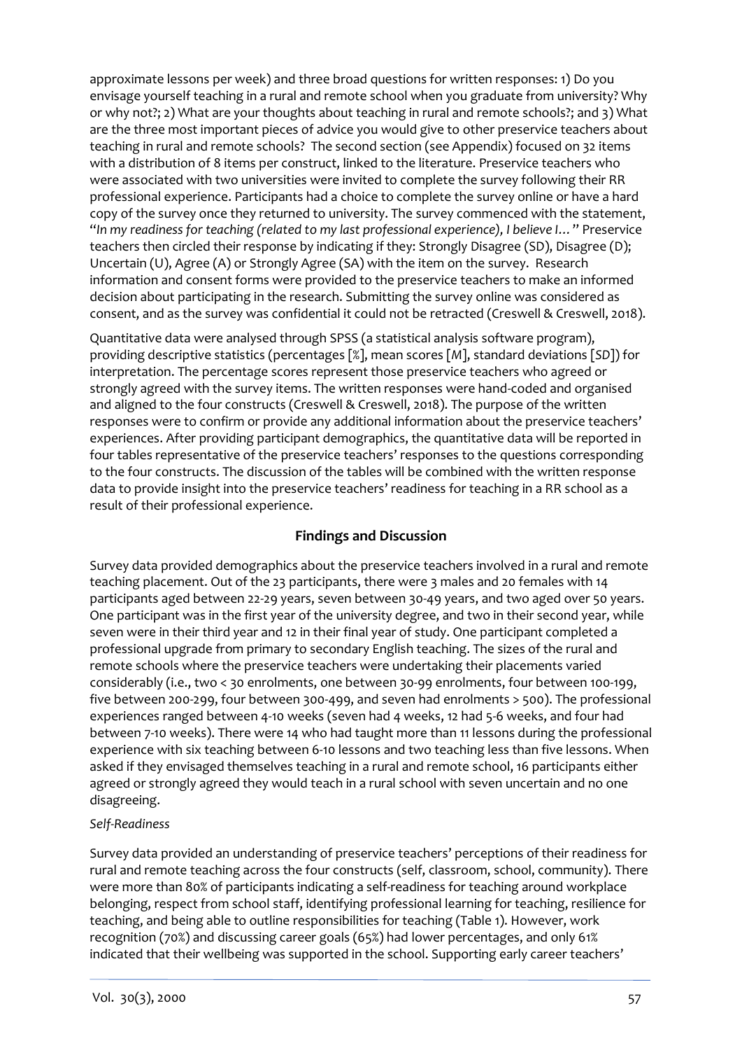approximate lessons per week) and three broad questions for written responses: 1) Do you envisage yourself teaching in a rural and remote school when you graduate from university? Why or why not?; 2) What are your thoughts about teaching in rural and remote schools?; and 3) What are the three most important pieces of advice you would give to other preservice teachers about teaching in rural and remote schools? The second section (see Appendix) focused on 32 items with a distribution of 8 items per construct, linked to the literature. Preservice teachers who were associated with two universities were invited to complete the survey following their RR professional experience. Participants had a choice to complete the survey online or have a hard copy of the survey once they returned to university. The survey commenced with the statement, "*In my readiness for teaching (related to my last professional experience), I believe I…*" Preservice teachers then circled their response by indicating if they: Strongly Disagree (SD), Disagree (D); Uncertain (U), Agree (A) or Strongly Agree (SA) with the item on the survey. Research information and consent forms were provided to the preservice teachers to make an informed decision about participating in the research. Submitting the survey online was considered as consent, and as the survey was confidential it could not be retracted (Creswell & Creswell, 2018).

Quantitative data were analysed through SPSS (a statistical analysis software program), providing descriptive statistics (percentages [%], mean scores [*M*], standard deviations [*SD*]) for interpretation. The percentage scores represent those preservice teachers who agreed or strongly agreed with the survey items. The written responses were hand-coded and organised and aligned to the four constructs (Creswell & Creswell, 2018). The purpose of the written responses were to confirm or provide any additional information about the preservice teachers' experiences. After providing participant demographics, the quantitative data will be reported in four tables representative of the preservice teachers' responses to the questions corresponding to the four constructs. The discussion of the tables will be combined with the written response data to provide insight into the preservice teachers' readiness for teaching in a RR school as a result of their professional experience.

## Findings and Discussion

Survey data provided demographics about the preservice teachers involved in a rural and remote teaching placement. Out of the 23 participants, there were 3 males and 20 females with 14 participants aged between 22-29 years, seven between 30-49 years, and two aged over 50 years. One participant was in the first year of the university degree, and two in their second year, while seven were in their third year and 12 in their final year of study. One participant completed a professional upgrade from primary to secondary English teaching. The sizes of the rural and remote schools where the preservice teachers were undertaking their placements varied considerably (i.e., two < 30 enrolments, one between 30-99 enrolments, four between 100-199, five between 200-299, four between 300-499, and seven had enrolments > 500). The professional experiences ranged between 4-10 weeks (seven had 4 weeks, 12 had 5-6 weeks, and four had between 7-10 weeks). There were 14 who had taught more than 11 lessons during the professional experience with six teaching between 6-10 lessons and two teaching less than five lessons. When asked if they envisaged themselves teaching in a rural and remote school, 16 participants either agreed or strongly agreed they would teach in a rural school with seven uncertain and no one disagreeing.

*Self-Readiness*

Survey data provided an understanding of preservice teachers' perceptions of their readiness for rural and remote teaching across the four constructs (self, classroom, school, community). There were more than 80% of participants indicating a self-readiness for teaching around workplace belonging, respect from school staff, identifying professional learning for teaching, resilience for teaching, and being able to outline responsibilities for teaching (Table 1). However, work recognition (70%) and discussing career goals (65%) had lower percentages, and only 61% indicated that their wellbeing was supported in the school. Supporting early career teachers'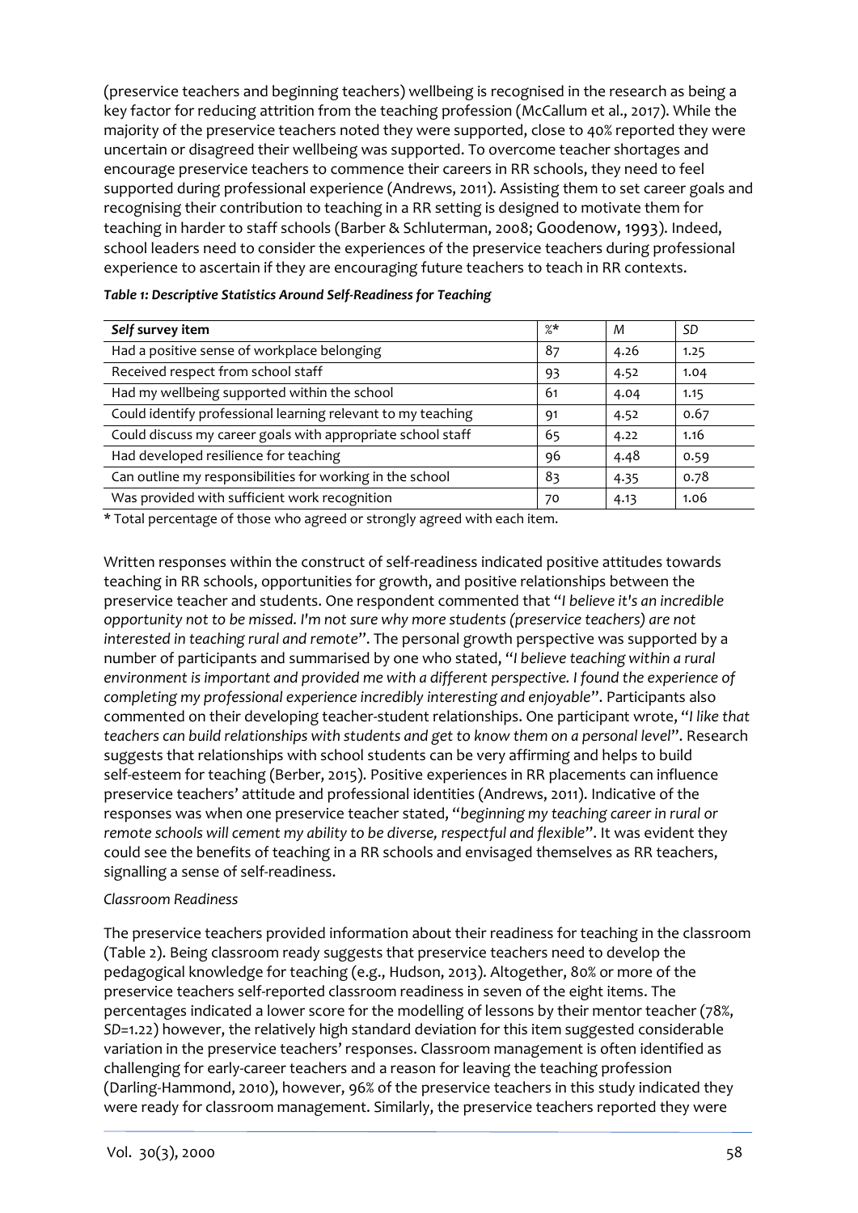(preservice teachers and beginning teachers) wellbeing is recognised in the research as being a key factor for reducing attrition from the teaching profession (McCallum et al., 2017). While the majority of the preservice teachers noted they were supported, close to 40% reported they were uncertain or disagreed their wellbeing was supported. To overcome teacher shortages and encourage preservice teachers to commence their careers in RR schools, they need to feel supported during professional experience (Andrews, 2011). Assisting them to set career goals and recognising their contribution to teaching in a RR setting is designed to motivate them for teaching in harder to staff schools (Barber & Schluterman, 2008; Goodenow, 1993). Indeed, school leaders need to consider the experiences of the preservice teachers during professional experience to ascertain if they are encouraging future teachers to teach in RR contexts.

***Table 1: Descriptive Statistics Around Self-Readiness for Teaching***

| ***Self* survey item** | %* | *M* | *SD* |
|---|---|---|---|
| Had a positive sense of workplace belonging | 87 | 4.26 | 1.25 |
| Received respect from school staff | 93 | 4.52 | 1.04 |
| Had my wellbeing supported within the school | 61 | 4.04 | 1.15 |
| Could identify professional learning relevant to my teaching | 91 | 4.52 | 0.67 |
| Could discuss my career goals with appropriate school staff | 65 | 4.22 | 1.16 |
| Had developed resilience for teaching | 96 | 4.48 | 0.59 |
| Can outline my responsibilities for working in the school | 83 | 4.35 | 0.78 |
| Was provided with sufficient work recognition | 70 | 4.13 | 1.06 |

* Total percentage of those who agreed or strongly agreed with each item.

Written responses within the construct of self-readiness indicated positive attitudes towards teaching in RR schools, opportunities for growth, and positive relationships between the preservice teacher and students. One respondent commented that "*I believe it's an incredible opportunity not to be missed. I'm not sure why more students (preservice teachers) are not interested in teaching rural and remote*". The personal growth perspective was supported by a number of participants and summarised by one who stated, "*I believe teaching within a rural environment is important and provided me with a different perspective. I found the experience of completing my professional experience incredibly interesting and enjoyable*". Participants also commented on their developing teacher-student relationships. One participant wrote, "*I like that teachers can build relationships with students and get to know them on a personal level*". Research suggests that relationships with school students can be very affirming and helps to build self-esteem for teaching (Berber, 2015). Positive experiences in RR placements can influence preservice teachers' attitude and professional identities (Andrews, 2011). Indicative of the responses was when one preservice teacher stated, "*beginning my teaching career in rural or remote schools will cement my ability to be diverse, respectful and flexible*". It was evident they could see the benefits of teaching in a RR schools and envisaged themselves as RR teachers, signalling a sense of self-readiness.

*Classroom Readiness*

The preservice teachers provided information about their readiness for teaching in the classroom (Table 2). Being classroom ready suggests that preservice teachers need to develop the pedagogical knowledge for teaching (e.g., Hudson, 2013). Altogether, 80% or more of the preservice teachers self-reported classroom readiness in seven of the eight items. The percentages indicated a lower score for the modelling of lessons by their mentor teacher (78%, *SD*=1.22) however, the relatively high standard deviation for this item suggested considerable variation in the preservice teachers' responses. Classroom management is often identified as challenging for early-career teachers and a reason for leaving the teaching profession (Darling-Hammond, 2010), however, 96% of the preservice teachers in this study indicated they were ready for classroom management. Similarly, the preservice teachers reported they were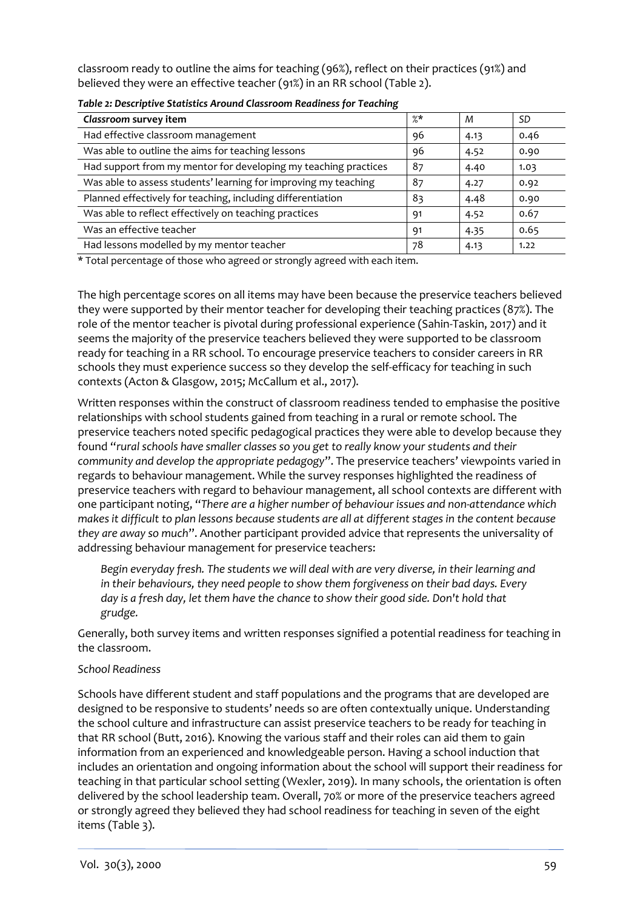classroom ready to outline the aims for teaching (96%), reflect on their practices (91%) and believed they were an effective teacher (91%) in an RR school (Table 2).

*Table 2: Descriptive Statistics Around Classroom Readiness for Teaching*

| *Classroom* survey item | %* | *M* | *SD* |
|---|---|---|---|
| Had effective classroom management | 96 | 4.13 | 0.46 |
| Was able to outline the aims for teaching lessons | 96 | 4.52 | 0.90 |
| Had support from my mentor for developing my teaching practices | 87 | 4.40 | 1.03 |
| Was able to assess students' learning for improving my teaching | 87 | 4.27 | 0.92 |
| Planned effectively for teaching, including differentiation | 83 | 4.48 | 0.90 |
| Was able to reflect effectively on teaching practices | 91 | 4.52 | 0.67 |
| Was an effective teacher | 91 | 4.35 | 0.65 |
| Had lessons modelled by my mentor teacher | 78 | 4.13 | 1.22 |

\* Total percentage of those who agreed or strongly agreed with each item.

The high percentage scores on all items may have been because the preservice teachers believed they were supported by their mentor teacher for developing their teaching practices (87%). The role of the mentor teacher is pivotal during professional experience (Sahin-Taskin, 2017) and it seems the majority of the preservice teachers believed they were supported to be classroom ready for teaching in a RR school. To encourage preservice teachers to consider careers in RR schools they must experience success so they develop the self-efficacy for teaching in such contexts (Acton & Glasgow, 2015; McCallum et al., 2017).

Written responses within the construct of classroom readiness tended to emphasise the positive relationships with school students gained from teaching in a rural or remote school. The preservice teachers noted specific pedagogical practices they were able to develop because they found "*rural schools have smaller classes so you get to really know your students and their community and develop the appropriate pedagogy*". The preservice teachers' viewpoints varied in regards to behaviour management. While the survey responses highlighted the readiness of preservice teachers with regard to behaviour management, all school contexts are different with one participant noting, "*There are a higher number of behaviour issues and non-attendance which makes it difficult to plan lessons because students are all at different stages in the content because they are away so much*". Another participant provided advice that represents the universality of addressing behaviour management for preservice teachers:

> *Begin everyday fresh. The students we will deal with are very diverse, in their learning and in their behaviours, they need people to show them forgiveness on their bad days. Every day is a fresh day, let them have the chance to show their good side. Don't hold that grudge.*

Generally, both survey items and written responses signified a potential readiness for teaching in the classroom.

*School Readiness*

Schools have different student and staff populations and the programs that are developed are designed to be responsive to students' needs so are often contextually unique. Understanding the school culture and infrastructure can assist preservice teachers to be ready for teaching in that RR school (Butt, 2016). Knowing the various staff and their roles can aid them to gain information from an experienced and knowledgeable person. Having a school induction that includes an orientation and ongoing information about the school will support their readiness for teaching in that particular school setting (Wexler, 2019). In many schools, the orientation is often delivered by the school leadership team. Overall, 70% or more of the preservice teachers agreed or strongly agreed they believed they had school readiness for teaching in seven of the eight items (Table 3).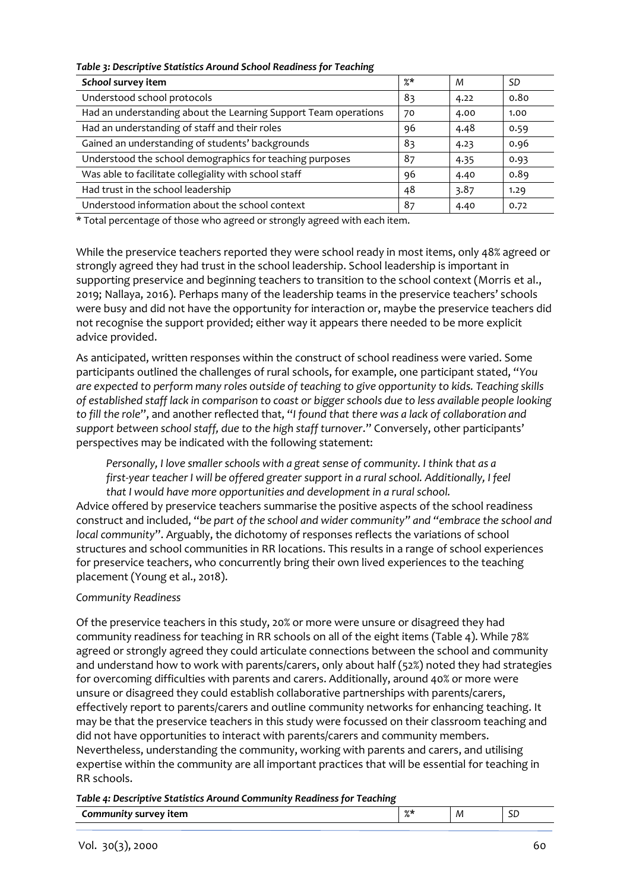*Table 3: Descriptive Statistics Around School Readiness for Teaching*

| ***School* survey item** | %* | *M* | *SD* |
|---|---|---|---|
| Understood school protocols | 83 | 4.22 | 0.80 |
| Had an understanding about the Learning Support Team operations | 70 | 4.00 | 1.00 |
| Had an understanding of staff and their roles | 96 | 4.48 | 0.59 |
| Gained an understanding of students' backgrounds | 83 | 4.23 | 0.96 |
| Understood the school demographics for teaching purposes | 87 | 4.35 | 0.93 |
| Was able to facilitate collegiality with school staff | 96 | 4.40 | 0.89 |
| Had trust in the school leadership | 48 | 3.87 | 1.29 |
| Understood information about the school context | 87 | 4.40 | 0.72 |

\* Total percentage of those who agreed or strongly agreed with each item.

While the preservice teachers reported they were school ready in most items, only 48% agreed or strongly agreed they had trust in the school leadership. School leadership is important in supporting preservice and beginning teachers to transition to the school context (Morris et al., 2019; Nallaya, 2016). Perhaps many of the leadership teams in the preservice teachers' schools were busy and did not have the opportunity for interaction or, maybe the preservice teachers did not recognise the support provided; either way it appears there needed to be more explicit advice provided.

As anticipated, written responses within the construct of school readiness were varied. Some participants outlined the challenges of rural schools, for example, one participant stated, "*You are expected to perform many roles outside of teaching to give opportunity to kids. Teaching skills of established staff lack in comparison to coast or bigger schools due to less available people looking to fill the role*", and another reflected that, "*I found that there was a lack of collaboration and support between school staff, due to the high staff turnover*." Conversely, other participants' perspectives may be indicated with the following statement:

> *Personally, I love smaller schools with a great sense of community. I think that as a first-year teacher I will be offered greater support in a rural school. Additionally, I feel that I would have more opportunities and development in a rural school.*

Advice offered by preservice teachers summarise the positive aspects of the school readiness construct and included, "*be part of the school and wider community*" and "*embrace the school and local community*". Arguably, the dichotomy of responses reflects the variations of school structures and school communities in RR locations. This results in a range of school experiences for preservice teachers, who concurrently bring their own lived experiences to the teaching placement (Young et al., 2018).

*Community Readiness*

Of the preservice teachers in this study, 20% or more were unsure or disagreed they had community readiness for teaching in RR schools on all of the eight items (Table 4). While 78% agreed or strongly agreed they could articulate connections between the school and community and understand how to work with parents/carers, only about half (52%) noted they had strategies for overcoming difficulties with parents and carers. Additionally, around 40% or more were unsure or disagreed they could establish collaborative partnerships with parents/carers, effectively report to parents/carers and outline community networks for enhancing teaching. It may be that the preservice teachers in this study were focussed on their classroom teaching and did not have opportunities to interact with parents/carers and community members. Nevertheless, understanding the community, working with parents and carers, and utilising expertise within the community are all important practices that will be essential for teaching in RR schools.

*Table 4: Descriptive Statistics Around Community Readiness for Teaching*

| ***Community* survey item** | %* | *M* | *SD* |
|---|---|---|---|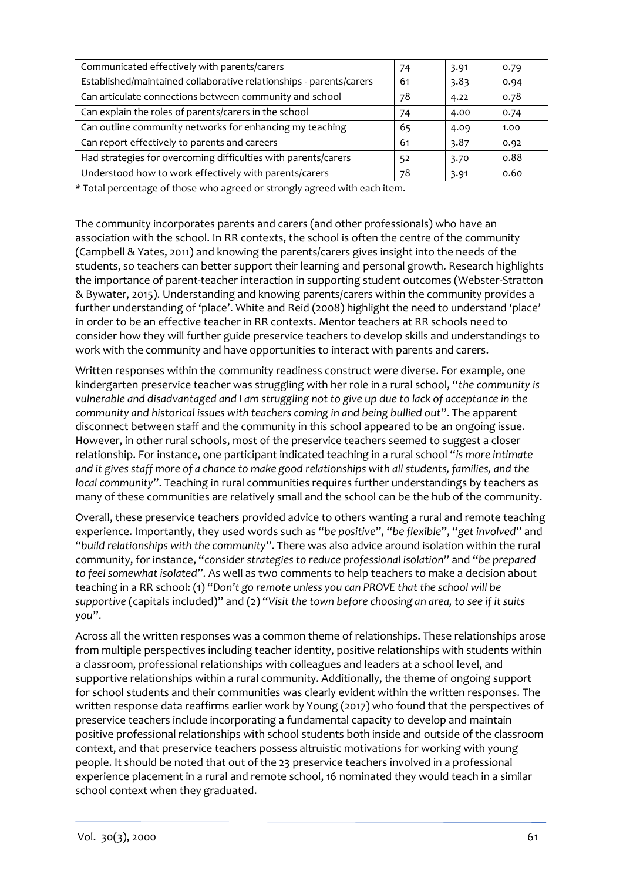| Communicated effectively with parents/carers | 74 | 3.91 | 0.79 |
|---|---|---|---|
| Established/maintained collaborative relationships - parents/carers | 61 | 3.83 | 0.94 |
| Can articulate connections between community and school | 78 | 4.22 | 0.78 |
| Can explain the roles of parents/carers in the school | 74 | 4.00 | 0.74 |
| Can outline community networks for enhancing my teaching | 65 | 4.09 | 1.00 |
| Can report effectively to parents and careers | 61 | 3.87 | 0.92 |
| Had strategies for overcoming difficulties with parents/carers | 52 | 3.70 | 0.88 |
| Understood how to work effectively with parents/carers | 78 | 3.91 | 0.60 |

* Total percentage of those who agreed or strongly agreed with each item.

The community incorporates parents and carers (and other professionals) who have an association with the school. In RR contexts, the school is often the centre of the community (Campbell & Yates, 2011) and knowing the parents/carers gives insight into the needs of the students, so teachers can better support their learning and personal growth. Research highlights the importance of parent-teacher interaction in supporting student outcomes (Webster-Stratton & Bywater, 2015). Understanding and knowing parents/carers within the community provides a further understanding of 'place'. White and Reid (2008) highlight the need to understand 'place' in order to be an effective teacher in RR contexts. Mentor teachers at RR schools need to consider how they will further guide preservice teachers to develop skills and understandings to work with the community and have opportunities to interact with parents and carers.

Written responses within the community readiness construct were diverse. For example, one kindergarten preservice teacher was struggling with her role in a rural school, "*the community is vulnerable and disadvantaged and I am struggling not to give up due to lack of acceptance in the community and historical issues with teachers coming in and being bullied out*". The apparent disconnect between staff and the community in this school appeared to be an ongoing issue. However, in other rural schools, most of the preservice teachers seemed to suggest a closer relationship. For instance, one participant indicated teaching in a rural school "*is more intimate and it gives staff more of a chance to make good relationships with all students, families, and the local community*". Teaching in rural communities requires further understandings by teachers as many of these communities are relatively small and the school can be the hub of the community.

Overall, these preservice teachers provided advice to others wanting a rural and remote teaching experience. Importantly, they used words such as "*be positive*", "*be flexible*", "*get involved*" and "*build relationships with the community*". There was also advice around isolation within the rural community, for instance, "*consider strategies to reduce professional isolation*" and "*be prepared to feel somewhat isolated*". As well as two comments to help teachers to make a decision about teaching in a RR school: (1) "*Don't go remote unless you can PROVE that the school will be supportive* (capitals included)" and (2) "*Visit the town before choosing an area, to see if it suits you*".

Across all the written responses was a common theme of relationships. These relationships arose from multiple perspectives including teacher identity, positive relationships with students within a classroom, professional relationships with colleagues and leaders at a school level, and supportive relationships within a rural community. Additionally, the theme of ongoing support for school students and their communities was clearly evident within the written responses. The written response data reaffirms earlier work by Young (2017) who found that the perspectives of preservice teachers include incorporating a fundamental capacity to develop and maintain positive professional relationships with school students both inside and outside of the classroom context, and that preservice teachers possess altruistic motivations for working with young people. It should be noted that out of the 23 preservice teachers involved in a professional experience placement in a rural and remote school, 16 nominated they would teach in a similar school context when they graduated.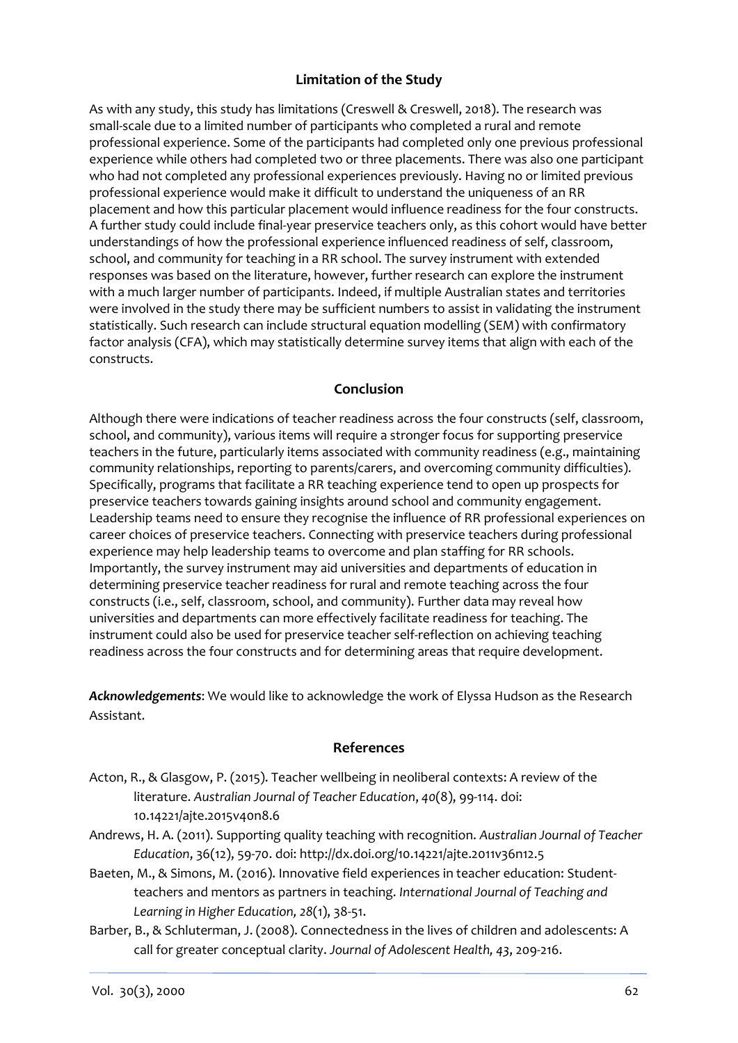## Limitation of the Study

As with any study, this study has limitations (Creswell & Creswell, 2018). The research was small-scale due to a limited number of participants who completed a rural and remote professional experience. Some of the participants had completed only one previous professional experience while others had completed two or three placements. There was also one participant who had not completed any professional experiences previously. Having no or limited previous professional experience would make it difficult to understand the uniqueness of an RR placement and how this particular placement would influence readiness for the four constructs. A further study could include final-year preservice teachers only, as this cohort would have better understandings of how the professional experience influenced readiness of self, classroom, school, and community for teaching in a RR school. The survey instrument with extended responses was based on the literature, however, further research can explore the instrument with a much larger number of participants. Indeed, if multiple Australian states and territories were involved in the study there may be sufficient numbers to assist in validating the instrument statistically. Such research can include structural equation modelling (SEM) with confirmatory factor analysis (CFA), which may statistically determine survey items that align with each of the constructs.

## Conclusion

Although there were indications of teacher readiness across the four constructs (self, classroom, school, and community), various items will require a stronger focus for supporting preservice teachers in the future, particularly items associated with community readiness (e.g., maintaining community relationships, reporting to parents/carers, and overcoming community difficulties). Specifically, programs that facilitate a RR teaching experience tend to open up prospects for preservice teachers towards gaining insights around school and community engagement. Leadership teams need to ensure they recognise the influence of RR professional experiences on career choices of preservice teachers. Connecting with preservice teachers during professional experience may help leadership teams to overcome and plan staffing for RR schools. Importantly, the survey instrument may aid universities and departments of education in determining preservice teacher readiness for rural and remote teaching across the four constructs (i.e., self, classroom, school, and community). Further data may reveal how universities and departments can more effectively facilitate readiness for teaching. The instrument could also be used for preservice teacher self-reflection on achieving teaching readiness across the four constructs and for determining areas that require development.

***Acknowledgements***: We would like to acknowledge the work of Elyssa Hudson as the Research Assistant.

## References

Acton, R., & Glasgow, P. (2015). Teacher wellbeing in neoliberal contexts: A review of the literature. *Australian Journal of Teacher Education*, *40*(8), 99-114. doi: 10.14221/ajte.2015v40n8.6

Andrews, H. A. (2011). Supporting quality teaching with recognition. *Australian Journal of Teacher Education*, 36(12), 59-70. doi: http://dx.doi.org/10.14221/ajte.2011v36n12.5

Baeten, M., & Simons, M. (2016). Innovative field experiences in teacher education: Student-teachers and mentors as partners in teaching. *International Journal of Teaching and Learning in Higher Education, 28*(1), 38-51.

Barber, B., & Schluterman, J. (2008). Connectedness in the lives of children and adolescents: A call for greater conceptual clarity. *Journal of Adolescent Health, 43*, 209-216.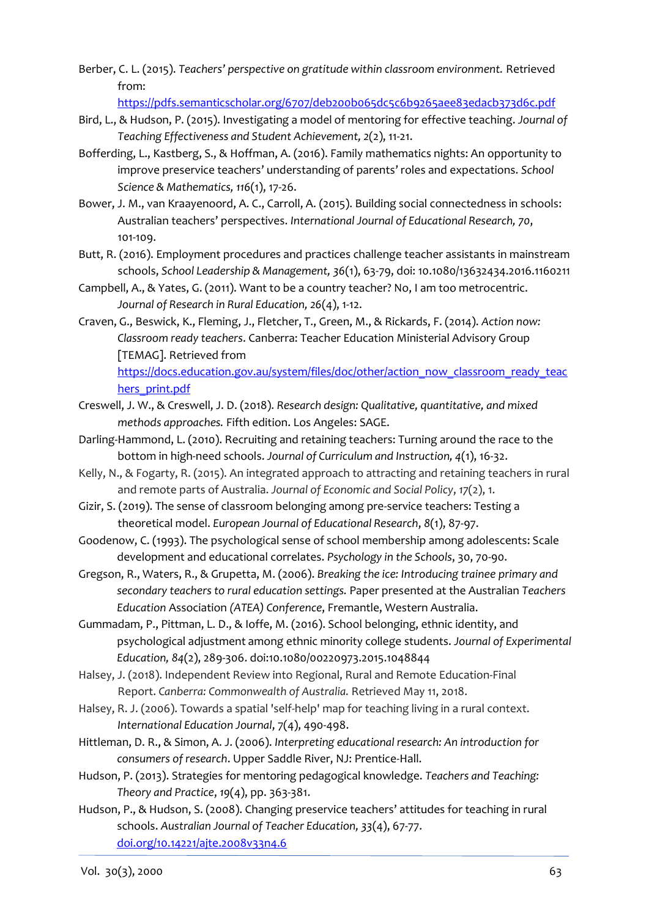Berber, C. L. (2015). *Teachers' perspective on gratitude within classroom environment.* Retrieved from: https://pdfs.semanticscholar.org/6707/deb200b065dc5c6b9265aee83edacb373d6c.pdf

Bird, L., & Hudson, P. (2015). Investigating a model of mentoring for effective teaching. *Journal of Teaching Effectiveness and Student Achievement, 2*(2), 11-21.

Bofferding, L., Kastberg, S., & Hoffman, A. (2016). Family mathematics nights: An opportunity to improve preservice teachers' understanding of parents' roles and expectations. *School Science & Mathematics, 116*(1), 17-26.

Bower, J. M., van Kraayenoord, A. C., Carroll, A. (2015). Building social connectedness in schools: Australian teachers' perspectives. *International Journal of Educational Research, 70*, 101-109.

Butt, R. (2016). Employment procedures and practices challenge teacher assistants in mainstream schools, *School Leadership & Management, 36*(1), 63-79, doi: 10.1080/13632434.2016.1160211

Campbell, A., & Yates, G. (2011). Want to be a country teacher? No, I am too metrocentric. *Journal of Research in Rural Education, 26*(4), 1-12.

Craven, G., Beswick, K., Fleming, J., Fletcher, T., Green, M., & Rickards, F. (2014). *Action now: Classroom ready teachers*. Canberra: Teacher Education Ministerial Advisory Group [TEMAG]. Retrieved from https://docs.education.gov.au/system/files/doc/other/action_now_classroom_ready_teachers_print.pdf

Creswell, J. W., & Creswell, J. D. (2018). *Research design: Qualitative, quantitative, and mixed methods approaches.* Fifth edition. Los Angeles: SAGE.

Darling-Hammond, L. (2010). Recruiting and retaining teachers: Turning around the race to the bottom in high-need schools. *Journal of Curriculum and Instruction, 4*(1), 16-32.

Kelly, N., & Fogarty, R. (2015). An integrated approach to attracting and retaining teachers in rural and remote parts of Australia. *Journal of Economic and Social Policy*, *17*(2), 1.

Gizir, S. (2019). The sense of classroom belonging among pre-service teachers: Testing a theoretical model. *European Journal of Educational Research*, *8*(1), 87-97.

Goodenow, C. (1993). The psychological sense of school membership among adolescents: Scale development and educational correlates. *Psychology in the Schools*, 30, 70-90.

Gregson, R., Waters, R., & Grupetta, M. (2006). *Breaking the ice: Introducing trainee primary and secondary teachers to rural education settings.* Paper presented at the Australian *Teachers Education* Association *(ATEA) Conference*, Fremantle, Western Australia.

Gummadam, P., Pittman, L. D., & Ioffe, M. (2016). School belonging, ethnic identity, and psychological adjustment among ethnic minority college students. *Journal of Experimental Education, 84*(2), 289-306. doi:10.1080/00220973.2015.1048844

Halsey, J. (2018). Independent Review into Regional, Rural and Remote Education-Final Report. *Canberra: Commonwealth of Australia.* Retrieved May 11, 2018.

Halsey, R. J. (2006). Towards a spatial 'self-help' map for teaching living in a rural context. *International Education Journal*, *7*(4), 490-498.

Hittleman, D. R., & Simon, A. J. (2006). *Interpreting educational research: An introduction for consumers of research*. Upper Saddle River, NJ: Prentice-Hall.

Hudson, P. (2013). Strategies for mentoring pedagogical knowledge. *Teachers and Teaching: Theory and Practice*, *19*(4), pp. 363-381.

Hudson, P., & Hudson, S. (2008). Changing preservice teachers' attitudes for teaching in rural schools. *Australian Journal of Teacher Education, 33*(4), 67-77. doi.org/10.14221/ajte.2008v33n4.6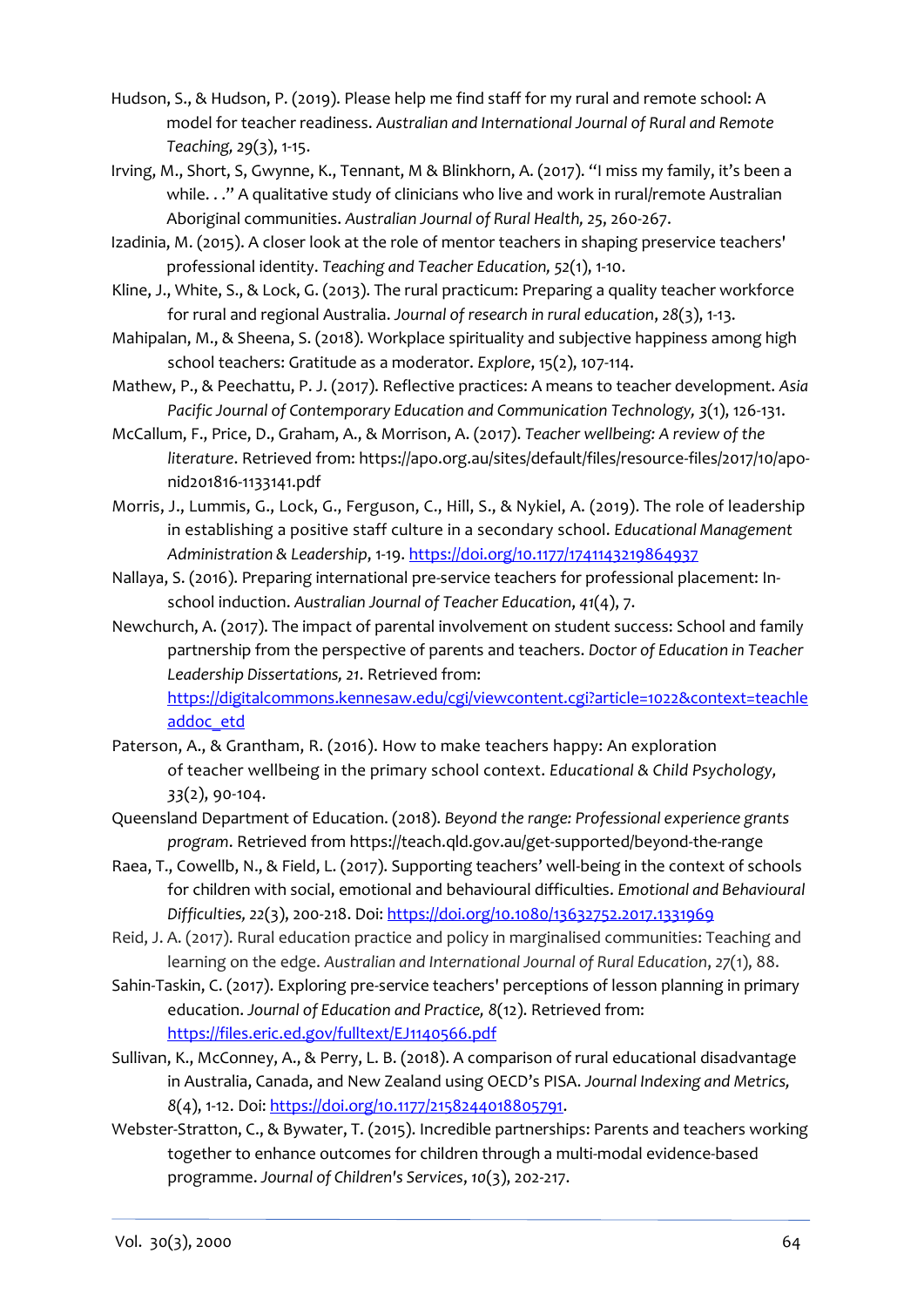Hudson, S., & Hudson, P. (2019). Please help me find staff for my rural and remote school: A model for teacher readiness. *Australian and International Journal of Rural and Remote Teaching, 29*(3), 1-15.

Irving, M., Short, S, Gwynne, K., Tennant, M & Blinkhorn, A. (2017). "I miss my family, it's been a while. . ." A qualitative study of clinicians who live and work in rural/remote Australian Aboriginal communities. *Australian Journal of Rural Health, 25*, 260-267.

Izadinia, M. (2015). A closer look at the role of mentor teachers in shaping preservice teachers' professional identity. *Teaching and Teacher Education, 52*(1), 1-10.

Kline, J., White, S., & Lock, G. (2013). The rural practicum: Preparing a quality teacher workforce for rural and regional Australia. *Journal of research in rural education*, *28*(3), 1-13.

Mahipalan, M., & Sheena, S. (2018). Workplace spirituality and subjective happiness among high school teachers: Gratitude as a moderator. *Explore*, 15(2), 107-114.

Mathew, P., & Peechattu, P. J. (2017). Reflective practices: A means to teacher development. *Asia Pacific Journal of Contemporary Education and Communication Technology, 3*(1), 126-131.

McCallum, F., Price, D., Graham, A., & Morrison, A. (2017). *Teacher wellbeing: A review of the literature*. Retrieved from: https://apo.org.au/sites/default/files/resource-files/2017/10/apo-nid201816-1133141.pdf

Morris, J., Lummis, G., Lock, G., Ferguson, C., Hill, S., & Nykiel, A. (2019). The role of leadership in establishing a positive staff culture in a secondary school. *Educational Management Administration & Leadership*, 1-19. https://doi.org/10.1177/1741143219864937

Nallaya, S. (2016). Preparing international pre-service teachers for professional placement: In-school induction. *Australian Journal of Teacher Education*, *41*(4), 7.

Newchurch, A. (2017). The impact of parental involvement on student success: School and family partnership from the perspective of parents and teachers. *Doctor of Education in Teacher Leadership Dissertations, 21.* Retrieved from: https://digitalcommons.kennesaw.edu/cgi/viewcontent.cgi?article=1022&context=teacheleaddoc_etd

Paterson, A., & Grantham, R. (2016). How to make teachers happy: An exploration of teacher wellbeing in the primary school context. *Educational & Child Psychology, 33*(2), 90-104.

Queensland Department of Education. (2018). *Beyond the range: Professional experience grants program*. Retrieved from https://teach.qld.gov.au/get-supported/beyond-the-range

Raea, T., Cowellb, N., & Field, L. (2017). Supporting teachers' well-being in the context of schools for children with social, emotional and behavioural difficulties. *Emotional and Behavioural Difficulties, 22*(3), 200-218. Doi: https://doi.org/10.1080/13632752.2017.1331969

Reid, J. A. (2017). Rural education practice and policy in marginalised communities: Teaching and learning on the edge. *Australian and International Journal of Rural Education*, *27*(1), 88.

Sahin-Taskin, C. (2017). Exploring pre-service teachers' perceptions of lesson planning in primary education. *Journal of Education and Practice, 8*(12). Retrieved from: https://files.eric.ed.gov/fulltext/EJ1140566.pdf

Sullivan, K., McConney, A., & Perry, L. B. (2018). A comparison of rural educational disadvantage in Australia, Canada, and New Zealand using OECD's PISA. *Journal Indexing and Metrics, 8*(4), 1-12. Doi: https://doi.org/10.1177/2158244018805791.

Webster-Stratton, C., & Bywater, T. (2015). Incredible partnerships: Parents and teachers working together to enhance outcomes for children through a multi-modal evidence-based programme. *Journal of Children's Services*, *10*(3), 202-217.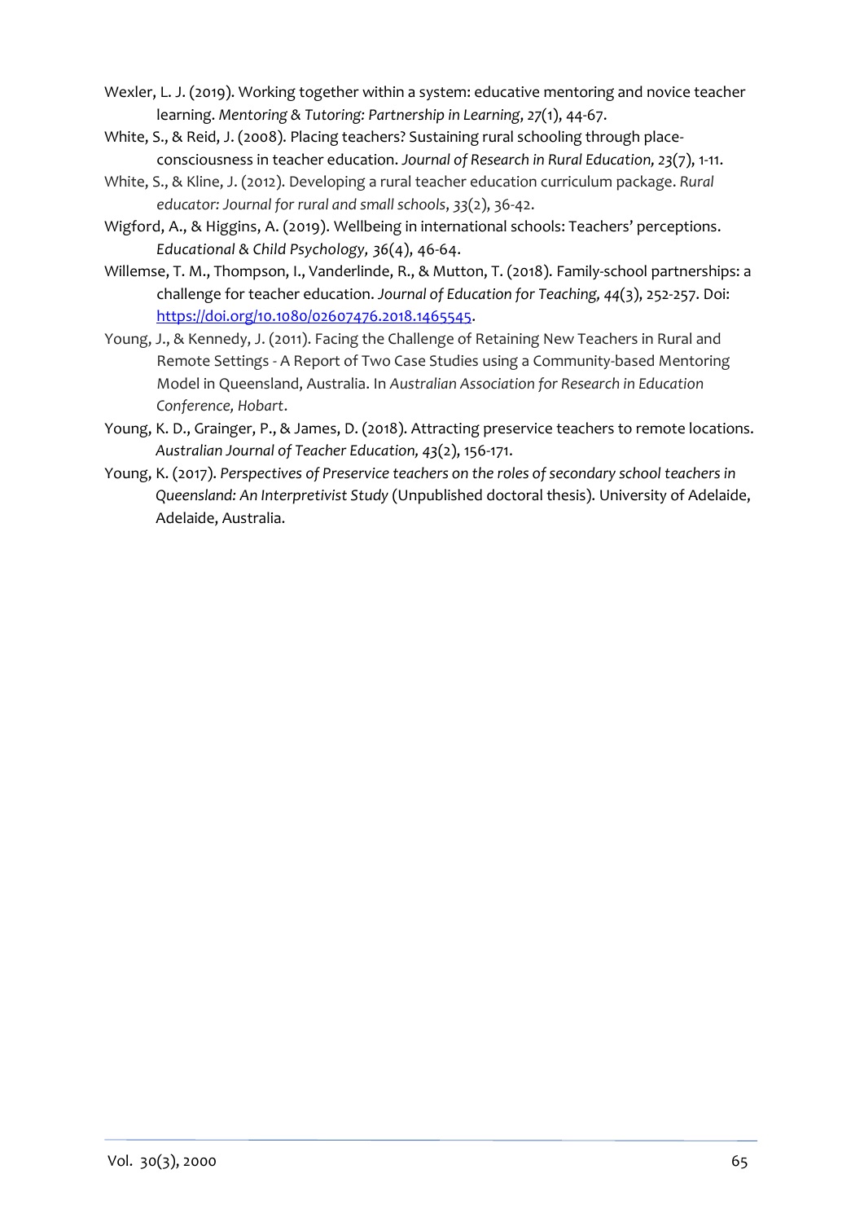Wexler, L. J. (2019). Working together within a system: educative mentoring and novice teacher learning. *Mentoring & Tutoring: Partnership in Learning*, *27*(1), 44-67.

White, S., & Reid, J. (2008). Placing teachers? Sustaining rural schooling through place-consciousness in teacher education. *Journal of Research in Rural Education, 23*(7), 1-11.

White, S., & Kline, J. (2012). Developing a rural teacher education curriculum package. *Rural educator: Journal for rural and small schools*, *33*(2), 36-42.

Wigford, A., & Higgins, A. (2019). Wellbeing in international schools: Teachers' perceptions. *Educational & Child Psychology, 36*(4), 46-64.

Willemse, T. M., Thompson, I., Vanderlinde, R., & Mutton, T. (2018). Family-school partnerships: a challenge for teacher education. *Journal of Education for Teaching, 44*(3), 252-257. Doi: https://doi.org/10.1080/02607476.2018.1465545.

Young, J., & Kennedy, J. (2011). Facing the Challenge of Retaining New Teachers in Rural and Remote Settings - A Report of Two Case Studies using a Community-based Mentoring Model in Queensland, Australia. In *Australian Association for Research in Education Conference, Hobart*.

Young, K. D., Grainger, P., & James, D. (2018). Attracting preservice teachers to remote locations. *Australian Journal of Teacher Education, 43*(2), 156-171.

Young, K. (2017). *Perspectives of Preservice teachers on the roles of secondary school teachers in Queensland: An Interpretivist Study* (Unpublished doctoral thesis). University of Adelaide, Adelaide, Australia.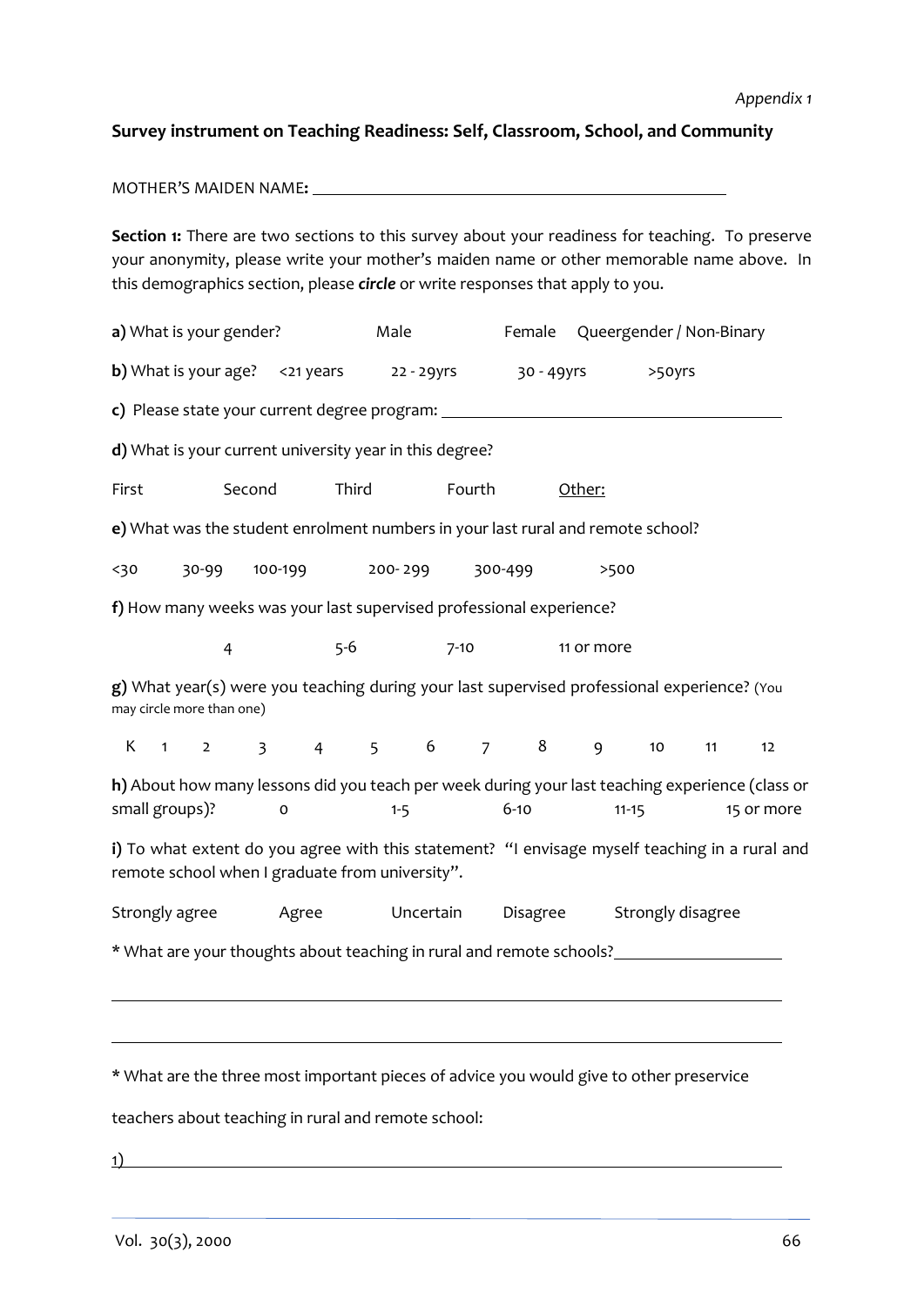*Appendix 1*

**Survey instrument on Teaching Readiness: Self, Classroom, School, and Community**

MOTHER'S MAIDEN NAME**:** ______________________________________________

**Section 1:** There are two sections to this survey about your readiness for teaching. To preserve your anonymity, please write your mother's maiden name or other memorable name above. In this demographics section, please ***circle*** or write responses that apply to you.

**a)** What is your gender? Male Female Queergender / Non-Binary

**b)** What is your age? <21 years 22 - 29yrs 30 - 49yrs >50yrs

**c)** Please state your current degree program: ______________________________________________

**d)** What is your current university year in this degree?

First Second Third Fourth Other:

**e)** What was the student enrolment numbers in your last rural and remote school?

<30 30-99 100-199 200- 299 300-499 >500

**f)** How many weeks was your last supervised professional experience?

4 5-6 7-10 11 or more

**g)** What year(s) were you teaching during your last supervised professional experience? (You may circle more than one)

K 1 2 3 4 5 6 7 8 9 10 11 12

**h)** About how many lessons did you teach per week during your last teaching experience (class or small groups)? 0 1-5 6-10 11-15 15 or more

**i)** To what extent do you agree with this statement? "I envisage myself teaching in a rural and remote school when I graduate from university".

Strongly agree Agree Uncertain Disagree Strongly disagree

**\*** What are your thoughts about teaching in rural and remote schools? ____________________

______________________________________________________________________________

______________________________________________________________________________

**\*** What are the three most important pieces of advice you would give to other preservice teachers about teaching in rural and remote school:

1) ____________________________________________________________________________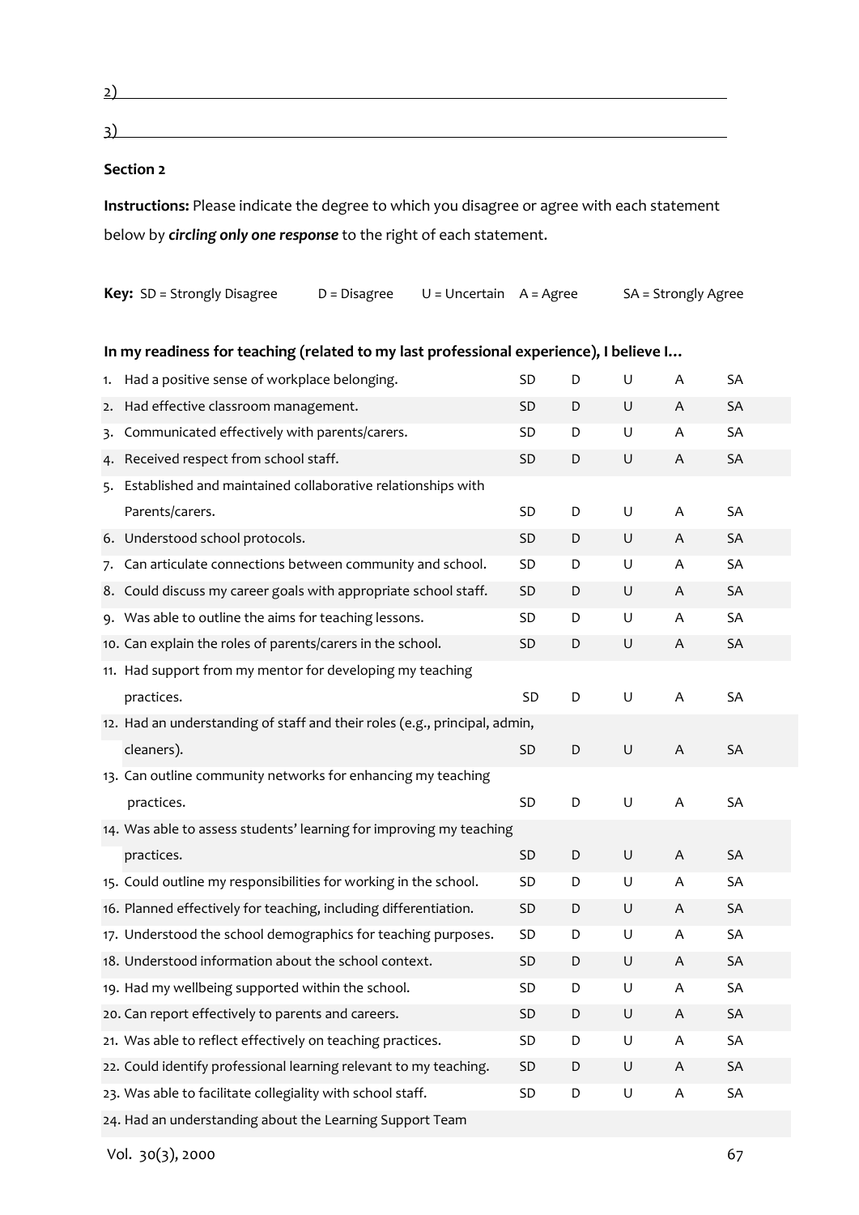2) \_\_\_\_\_\_\_\_\_\_\_\_\_\_\_\_\_\_\_\_\_\_\_\_\_\_\_\_\_\_\_\_\_\_\_\_\_\_\_\_

3) \_\_\_\_\_\_\_\_\_\_\_\_\_\_\_\_\_\_\_\_\_\_\_\_\_\_\_\_\_\_\_\_\_\_\_\_\_\_\_\_

**Section 2**

**Instructions:** Please indicate the degree to which you disagree or agree with each statement below by ***circling only one response*** to the right of each statement.

**Key:** SD = Strongly Disagree D = Disagree U = Uncertain A = Agree SA = Strongly Agree

**In my readiness for teaching (related to my last professional experience), I believe I…**

| | | | | | |
|---|---|---|---|---|---|
| 1. Had a positive sense of workplace belonging. | SD | D | U | A | SA |
| 2. Had effective classroom management. | SD | D | U | A | SA |
| 3. Communicated effectively with parents/carers. | SD | D | U | A | SA |
| 4. Received respect from school staff. | SD | D | U | A | SA |
| 5. Established and maintained collaborative relationships with Parents/carers. | SD | D | U | A | SA |
| 6. Understood school protocols. | SD | D | U | A | SA |
| 7. Can articulate connections between community and school. | SD | D | U | A | SA |
| 8. Could discuss my career goals with appropriate school staff. | SD | D | U | A | SA |
| 9. Was able to outline the aims for teaching lessons. | SD | D | U | A | SA |
| 10. Can explain the roles of parents/carers in the school. | SD | D | U | A | SA |
| 11. Had support from my mentor for developing my teaching practices. | SD | D | U | A | SA |
| 12. Had an understanding of staff and their roles (e.g., principal, admin, cleaners). | SD | D | U | A | SA |
| 13. Can outline community networks for enhancing my teaching practices. | SD | D | U | A | SA |
| 14. Was able to assess students' learning for improving my teaching practices. | SD | D | U | A | SA |
| 15. Could outline my responsibilities for working in the school. | SD | D | U | A | SA |
| 16. Planned effectively for teaching, including differentiation. | SD | D | U | A | SA |
| 17. Understood the school demographics for teaching purposes. | SD | D | U | A | SA |
| 18. Understood information about the school context. | SD | D | U | A | SA |
| 19. Had my wellbeing supported within the school. | SD | D | U | A | SA |
| 20. Can report effectively to parents and careers. | SD | D | U | A | SA |
| 21. Was able to reflect effectively on teaching practices. | SD | D | U | A | SA |
| 22. Could identify professional learning relevant to my teaching. | SD | D | U | A | SA |
| 23. Was able to facilitate collegiality with school staff. | SD | D | U | A | SA |
| 24. Had an understanding about the Learning Support Team | | | | | |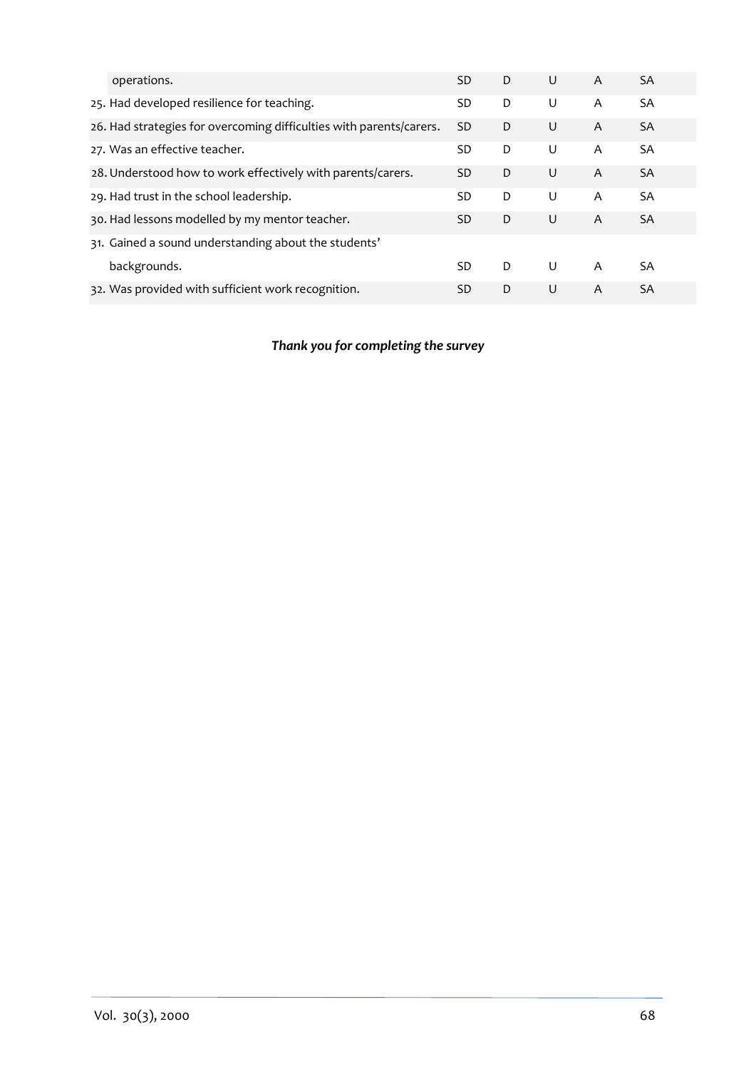| | | | | | |
|---|---|---|---|---|---|
| operations. | SD | D | U | A | SA |
| 25. Had developed resilience for teaching. | SD | D | U | A | SA |
| 26. Had strategies for overcoming difficulties with parents/carers. | SD | D | U | A | SA |
| 27. Was an effective teacher. | SD | D | U | A | SA |
| 28. Understood how to work effectively with parents/carers. | SD | D | U | A | SA |
| 29. Had trust in the school leadership. | SD | D | U | A | SA |
| 30. Had lessons modelled by my mentor teacher. | SD | D | U | A | SA |
| 31. Gained a sound understanding about the students' backgrounds. | SD | D | U | A | SA |
| 32. Was provided with sufficient work recognition. | SD | D | U | A | SA |

***Thank you for completing the survey***